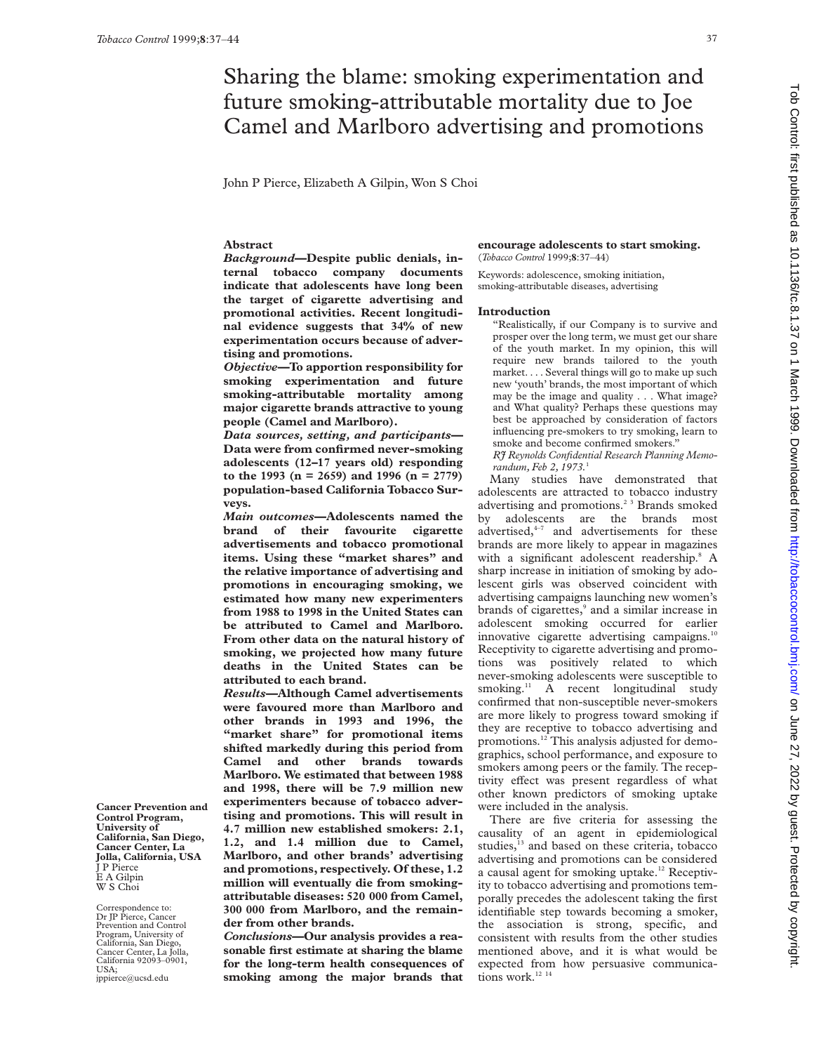# Sharing the blame: smoking experimentation and future smoking-attributable mortality due to Joe Camel and Marlboro advertising and promotions

John P Pierce, Elizabeth A Gilpin, Won S Choi

Cancer Prevention and Control Program, University of California, San Diego, Cancer Center, La Jolla, California, USA
J P Pierce
E A Gilpin
W S Choi

Correspondence to: Dr JP Pierce, Cancer Prevention and Control Program, University of California, San Diego, Cancer Center, La Jolla, California 92093–0901, USA; jppierce@ucsd.edu

## Abstract

***Background*—Despite public denials, internal tobacco company documents indicate that adolescents have long been the target of cigarette advertising and promotional activities. Recent longitudinal evidence suggests that 34% of new experimentation occurs because of advertising and promotions.**

***Objective*—To apportion responsibility for smoking experimentation and future smoking-attributable mortality among major cigarette brands attractive to young people (Camel and Marlboro).**

***Data sources, setting, and participants*—Data were from confirmed never-smoking adolescents (12–17 years old) responding to the 1993 (n = 2659) and 1996 (n = 2779) population-based California Tobacco Surveys.**

***Main outcomes*—Adolescents named the brand of their favourite cigarette advertisements and tobacco promotional items. Using these "market shares" and the relative importance of advertising and promotions in encouraging smoking, we estimated how many new experimenters from 1988 to 1998 in the United States can be attributed to Camel and Marlboro. From other data on the natural history of smoking, we projected how many future deaths in the United States can be attributed to each brand.**

***Results*—Although Camel advertisements were favoured more than Marlboro and other brands in 1993 and 1996, the "market share" for promotional items shifted markedly during this period from Camel and other brands towards Marlboro. We estimated that between 1988 and 1998, there will be 7.9 million new experimenters because of tobacco advertising and promotions. This will result in 4.7 million new established smokers: 2.1, 1.2, and 1.4 million due to Camel, Marlboro, and other brands' advertising and promotions, respectively. Of these, 1.2 million will eventually die from smoking-attributable diseases: 520 000 from Camel, 300 000 from Marlboro, and the remainder from other brands.**

***Conclusions*—Our analysis provides a reasonable first estimate at sharing the blame for the long-term health consequences of smoking among the major brands that encourage adolescents to start smoking.**
(*Tobacco Control* 1999;**8**:37–44)

Keywords: adolescence, smoking initiation, smoking-attributable diseases, advertising

## Introduction

"Realistically, if our Company is to survive and prosper over the long term, we must get our share of the youth market. In my opinion, this will require new brands tailored to the youth market. . . . Several things will go to make up such new 'youth' brands, the most important of which may be the image and quality . . . What image? and What quality? Perhaps these questions may best be approached by consideration of factors influencing pre-smokers to try smoking, learn to smoke and become confirmed smokers."
*RJ Reynolds Confidential Research Planning Memorandum, Feb 2, 1973.*[1]

Many studies have demonstrated that adolescents are attracted to tobacco industry advertising and promotions.[2 3] Brands smoked by adolescents are the brands most advertised,[4–7] and advertisements for these brands are more likely to appear in magazines with a significant adolescent readership.[8] A sharp increase in initiation of smoking by adolescent girls was observed coincident with advertising campaigns launching new women's brands of cigarettes,[9] and a similar increase in adolescent smoking occurred for earlier innovative cigarette advertising campaigns.[10] Receptivity to cigarette advertising and promotions was positively related to which never-smoking adolescents were susceptible to smoking.[11] A recent longitudinal study confirmed that non-susceptible never-smokers are more likely to progress toward smoking if they are receptive to tobacco advertising and promotions.[12] This analysis adjusted for demographics, school performance, and exposure to smokers among peers or the family. The receptivity effect was present regardless of what other known predictors of smoking uptake were included in the analysis.

There are five criteria for assessing the causality of an agent in epidemiological studies,[13] and based on these criteria, tobacco advertising and promotions can be considered a causal agent for smoking uptake.[12] Receptivity to tobacco advertising and promotions temporally precedes the adolescent taking the first identifiable step towards becoming a smoker, the association is strong, specific, and consistent with results from the other studies mentioned above, and it is what would be expected from how persuasive communications work.[12 14]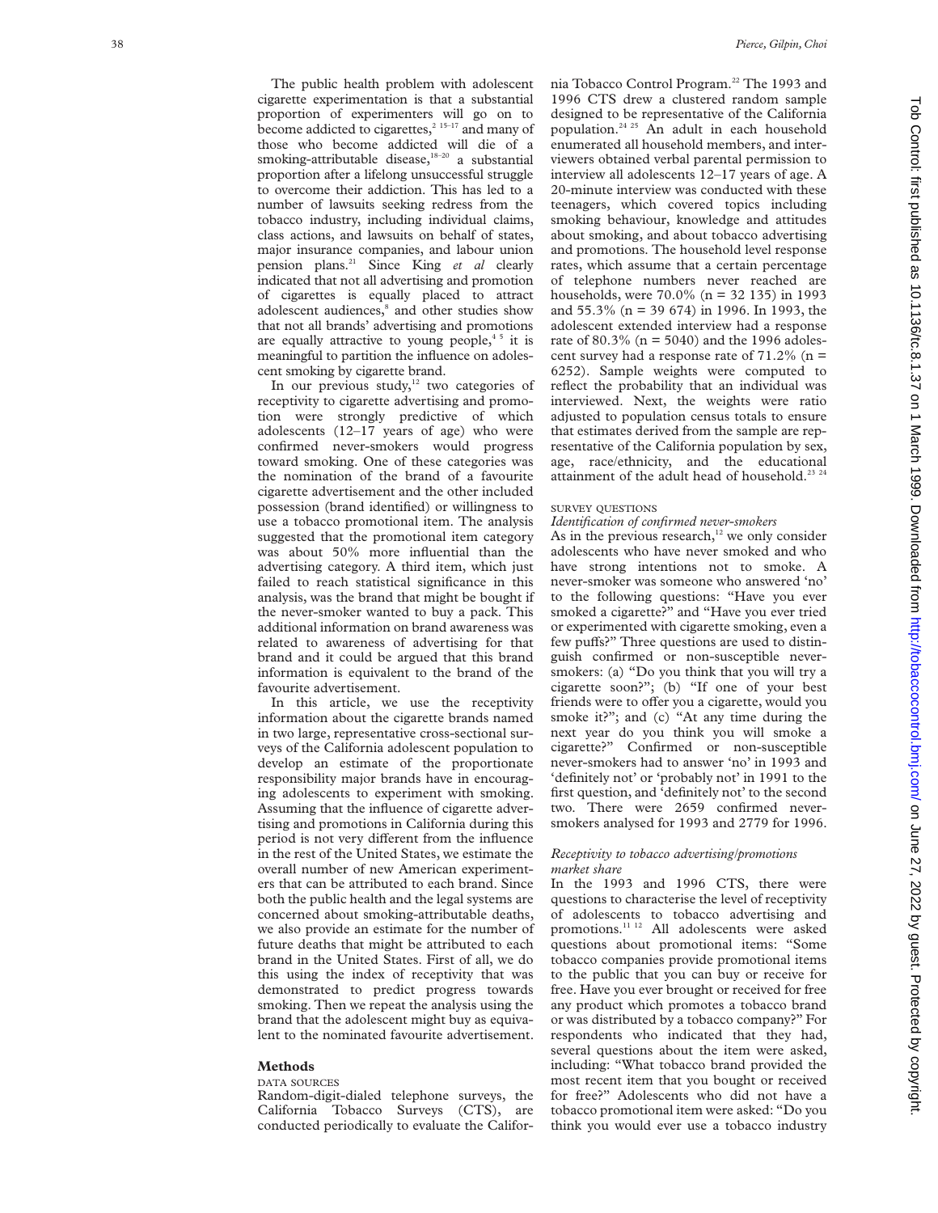The public health problem with adolescent cigarette experimentation is that a substantial proportion of experimenters will go on to become addicted to cigarettes,[2 15–17] and many of those who become addicted will die of a smoking-attributable disease,[18–20] a substantial proportion after a lifelong unsuccessful struggle to overcome their addiction. This has led to a number of lawsuits seeking redress from the tobacco industry, including individual claims, class actions, and lawsuits on behalf of states, major insurance companies, and labour union pension plans.[21] Since King *et al* clearly indicated that not all advertising and promotion of cigarettes is equally placed to attract adolescent audiences,[8] and other studies show that not all brands' advertising and promotions are equally attractive to young people,[4 5] it is meaningful to partition the influence on adolescent smoking by cigarette brand.

In our previous study,[12] two categories of receptivity to cigarette advertising and promotion were strongly predictive of which adolescents (12–17 years of age) who were confirmed never-smokers would progress toward smoking. One of these categories was the nomination of the brand of a favourite cigarette advertisement and the other included possession (brand identified) or willingness to use a tobacco promotional item. The analysis suggested that the promotional item category was about 50% more influential than the advertising category. A third item, which just failed to reach statistical significance in this analysis, was the brand that might be bought if the never-smoker wanted to buy a pack. This additional information on brand awareness was related to awareness of advertising for that brand and it could be argued that this brand information is equivalent to the brand of the favourite advertisement.

In this article, we use the receptivity information about the cigarette brands named in two large, representative cross-sectional surveys of the California adolescent population to develop an estimate of the proportionate responsibility major brands have in encouraging adolescents to experiment with smoking. Assuming that the influence of cigarette advertising and promotions in California during this period is not very different from the influence in the rest of the United States, we estimate the overall number of new American experimenters that can be attributed to each brand. Since both the public health and the legal systems are concerned about smoking-attributable deaths, we also provide an estimate for the number of future deaths that might be attributed to each brand in the United States. First of all, we do this using the index of receptivity that was demonstrated to predict progress towards smoking. Then we repeat the analysis using the brand that the adolescent might buy as equivalent to the nominated favourite advertisement.

## Methods

### DATA SOURCES

Random-digit-dialed telephone surveys, the California Tobacco Surveys (CTS), are conducted periodically to evaluate the California Tobacco Control Program.[22] The 1993 and 1996 CTS drew a clustered random sample designed to be representative of the California population.[24 25] An adult in each household enumerated all household members, and interviewers obtained verbal parental permission to interview all adolescents 12–17 years of age. A 20-minute interview was conducted with these teenagers, which covered topics including smoking behaviour, knowledge and attitudes about smoking, and about tobacco advertising and promotions. The household level response rates, which assume that a certain percentage of telephone numbers never reached are households, were 70.0% (n = 32 135) in 1993 and 55.3% (n = 39 674) in 1996. In 1993, the adolescent extended interview had a response rate of 80.3% (n = 5040) and the 1996 adolescent survey had a response rate of 71.2% (n = 6252). Sample weights were computed to reflect the probability that an individual was interviewed. Next, the weights were ratio adjusted to population census totals to ensure that estimates derived from the sample are representative of the California population by sex, age, race/ethnicity, and the educational attainment of the adult head of household.[23 24]

### SURVEY QUESTIONS

#### *Identification of confirmed never-smokers*

As in the previous research,[12] we only consider adolescents who have never smoked and who have strong intentions not to smoke. A never-smoker was someone who answered 'no' to the following questions: "Have you ever smoked a cigarette?" and "Have you ever tried or experimented with cigarette smoking, even a few puffs?" Three questions are used to distinguish confirmed or non-susceptible never-smokers: (a) "Do you think that you will try a cigarette soon?"; (b) "If one of your best friends were to offer you a cigarette, would you smoke it?"; and (c) "At any time during the next year do you think you will smoke a cigarette?" Confirmed or non-susceptible never-smokers had to answer 'no' in 1993 and 'definitely not' or 'probably not' in 1991 to the first question, and 'definitely not' to the second two. There were 2659 confirmed never-smokers analysed for 1993 and 2779 for 1996.

#### *Receptivity to tobacco advertising/promotions market share*

In the 1993 and 1996 CTS, there were questions to characterise the level of receptivity of adolescents to tobacco advertising and promotions.[11 12] All adolescents were asked questions about promotional items: "Some tobacco companies provide promotional items to the public that you can buy or receive for free. Have you ever brought or received for free any product which promotes a tobacco brand or was distributed by a tobacco company?" For respondents who indicated that they had, several questions about the item were asked, including: "What tobacco brand provided the most recent item that you bought or received for free?" Adolescents who did not have a tobacco promotional item were asked: "Do you think you would ever use a tobacco industry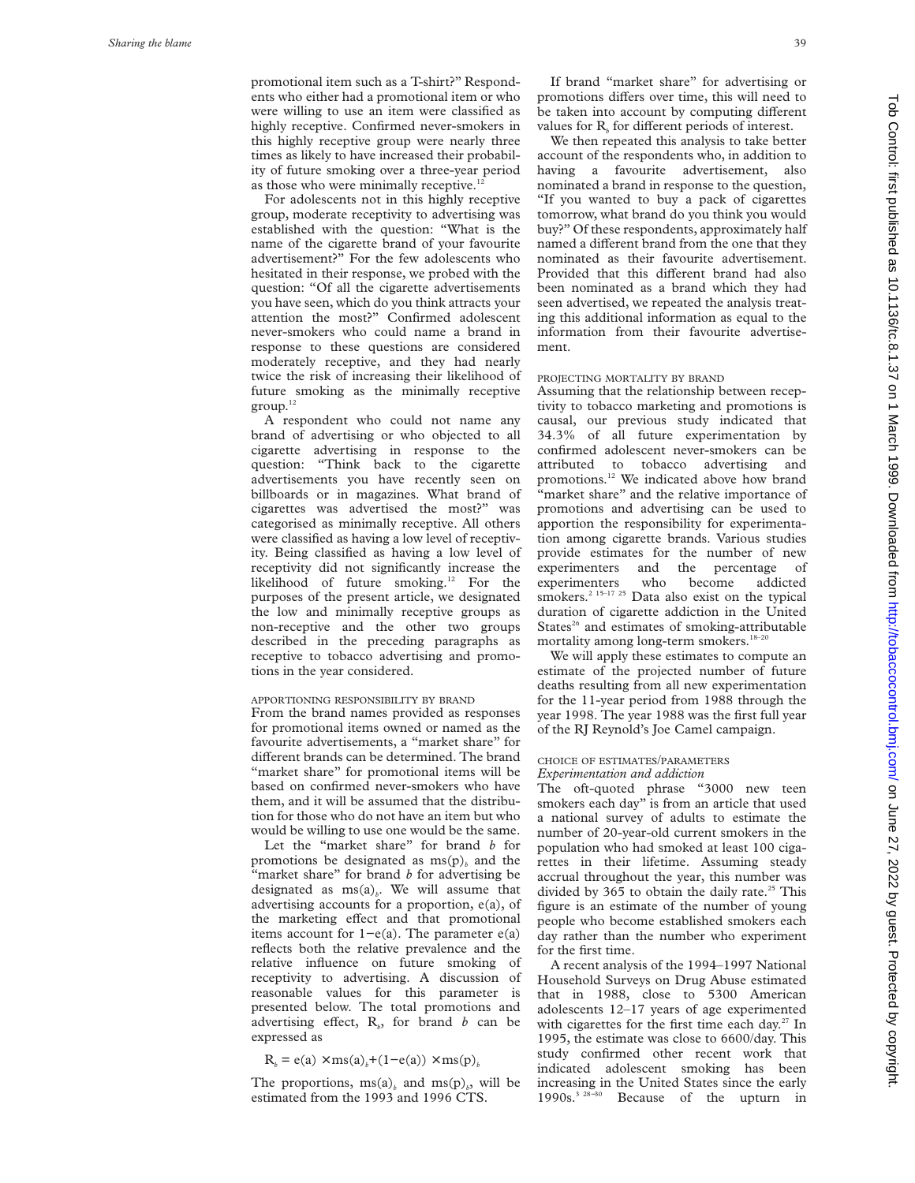promotional item such as a T-shirt?" Respondents who either had a promotional item or who were willing to use an item were classified as highly receptive. Confirmed never-smokers in this highly receptive group were nearly three times as likely to have increased their probability of future smoking over a three-year period as those who were minimally receptive.[12]

For adolescents not in this highly receptive group, moderate receptivity to advertising was established with the question: "What is the name of the cigarette brand of your favourite advertisement?" For the few adolescents who hesitated in their response, we probed with the question: "Of all the cigarette advertisements you have seen, which do you think attracts your attention the most?" Confirmed adolescent never-smokers who could name a brand in response to these questions are considered moderately receptive, and they had nearly twice the risk of increasing their likelihood of future smoking as the minimally receptive group.[12]

A respondent who could not name any brand of advertising or who objected to all cigarette advertising in response to the question: "Think back to the cigarette advertisements you have recently seen on billboards or in magazines. What brand of cigarettes was advertised the most?" was categorised as minimally receptive. All others were classified as having a low level of receptivity. Being classified as having a low level of receptivity did not significantly increase the likelihood of future smoking.[12] For the purposes of the present article, we designated the low and minimally receptive groups as non-receptive and the other two groups described in the preceding paragraphs as receptive to tobacco advertising and promotions in the year considered.

### APPORTIONING RESPONSIBILITY BY BRAND

From the brand names provided as responses for promotional items owned or named as the favourite advertisements, a "market share" for different brands can be determined. The brand "market share" for promotional items will be based on confirmed never-smokers who have them, and it will be assumed that the distribution for those who do not have an item but who would be willing to use one would be the same.

Let the "market share" for brand $b$ for promotions be designated as $ms(p)_b$ and the "market share" for brand $b$ for advertising be designated as $ms(a)_b$. We will assume that advertising accounts for a proportion, $e(a)$, of the marketing effect and that promotional items account for $1-e(a)$. The parameter $e(a)$ reflects both the relative prevalence and the relative influence on future smoking of receptivity to advertising. A discussion of reasonable values for this parameter is presented below. The total promotions and advertising effect, $R_b$, for brand $b$ can be expressed as

$$R_b = e(a) \times ms(a)_b + (1-e(a)) \times ms(p)_b$$

The proportions, $ms(a)_b$ and $ms(p)_b$, will be estimated from the 1993 and 1996 CTS.

If brand "market share" for advertising or promotions differs over time, this will need to be taken into account by computing different values for $R_b$ for different periods of interest.

We then repeated this analysis to take better account of the respondents who, in addition to having a favourite advertisement, also nominated a brand in response to the question, "If you wanted to buy a pack of cigarettes tomorrow, what brand do you think you would buy?" Of these respondents, approximately half named a different brand from the one that they nominated as their favourite advertisement. Provided that this different brand had also been nominated as a brand which they had seen advertised, we repeated the analysis treating this additional information as equal to the information from their favourite advertisement.

### PROJECTING MORTALITY BY BRAND

Assuming that the relationship between receptivity to tobacco marketing and promotions is causal, our previous study indicated that 34.3% of all future experimentation by confirmed adolescent never-smokers can be attributed to tobacco advertising and promotions.[12] We indicated above how brand "market share" and the relative importance of promotions and advertising can be used to apportion the responsibility for experimentation among cigarette brands. Various studies provide estimates for the number of new experimenters and the percentage of experimenters who become addicted smokers.[2 15–17 25] Data also exist on the typical duration of cigarette addiction in the United States[26] and estimates of smoking-attributable mortality among long-term smokers.[18–20]

We will apply these estimates to compute an estimate of the projected number of future deaths resulting from all new experimentation for the 11-year period from 1988 through the year 1998. The year 1988 was the first full year of the RJ Reynold's Joe Camel campaign.

### CHOICE OF ESTIMATES/PARAMETERS

#### *Experimentation and addiction*

The oft-quoted phrase "3000 new teen smokers each day" is from an article that used a national survey of adults to estimate the number of 20-year-old current smokers in the population who had smoked at least 100 cigarettes in their lifetime. Assuming steady accrual throughout the year, this number was divided by 365 to obtain the daily rate.[25] This figure is an estimate of the number of young people who become established smokers each day rather than the number who experiment for the first time.

A recent analysis of the 1994–1997 National Household Surveys on Drug Abuse estimated that in 1988, close to 5300 American adolescents 12–17 years of age experimented with cigarettes for the first time each day.[27] In 1995, the estimate was close to 6600/day. This study confirmed other recent work that indicated adolescent smoking has been increasing in the United States since the early 1990s.[3 28–30] Because of the upturn in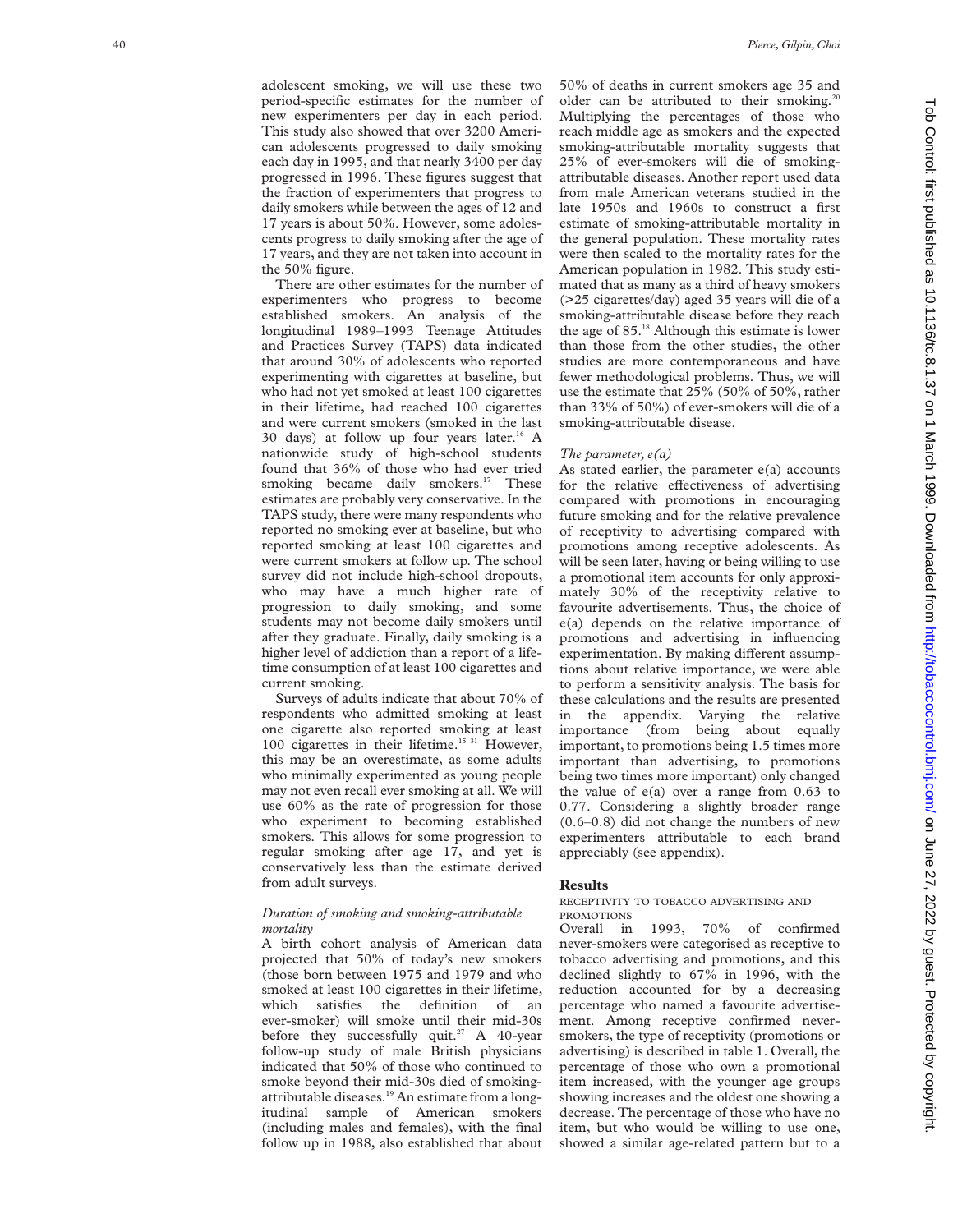adolescent smoking, we will use these two period-specific estimates for the number of new experimenters per day in each period. This study also showed that over 3200 American adolescents progressed to daily smoking each day in 1995, and that nearly 3400 per day progressed in 1996. These figures suggest that the fraction of experimenters that progress to daily smokers while between the ages of 12 and 17 years is about 50%. However, some adolescents progress to daily smoking after the age of 17 years, and they are not taken into account in the 50% figure.

There are other estimates for the number of experimenters who progress to become established smokers. An analysis of the longitudinal 1989–1993 Teenage Attitudes and Practices Survey (TAPS) data indicated that around 30% of adolescents who reported experimenting with cigarettes at baseline, but who had not yet smoked at least 100 cigarettes in their lifetime, had reached 100 cigarettes and were current smokers (smoked in the last 30 days) at follow up four years later.[16] A nationwide study of high-school students found that 36% of those who had ever tried smoking became daily smokers.[17] These estimates are probably very conservative. In the TAPS study, there were many respondents who reported no smoking ever at baseline, but who reported smoking at least 100 cigarettes and were current smokers at follow up. The school survey did not include high-school dropouts, who may have a much higher rate of progression to daily smoking, and some students may not become daily smokers until after they graduate. Finally, daily smoking is a higher level of addiction than a report of a lifetime consumption of at least 100 cigarettes and current smoking.

Surveys of adults indicate that about 70% of respondents who admitted smoking at least one cigarette also reported smoking at least 100 cigarettes in their lifetime.[15 31] However, this may be an overestimate, as some adults who minimally experimented as young people may not even recall ever smoking at all. We will use 60% as the rate of progression for those who experiment to becoming established smokers. This allows for some progression to regular smoking after age 17, and yet is conservatively less than the estimate derived from adult surveys.

### *Duration of smoking and smoking-attributable mortality*

A birth cohort analysis of American data projected that 50% of today's new smokers (those born between 1975 and 1979 and who smoked at least 100 cigarettes in their lifetime, which satisfies the definition of an ever-smoker) will smoke until their mid-30s before they successfully quit.[27] A 40-year follow-up study of male British physicians indicated that 50% of those who continued to smoke beyond their mid-30s died of smoking-attributable diseases.[19] An estimate from a longitudinal sample of American smokers (including males and females), with the final follow up in 1988, also established that about 50% of deaths in current smokers age 35 and older can be attributed to their smoking.[20] Multiplying the percentages of those who reach middle age as smokers and the expected smoking-attributable mortality suggests that 25% of ever-smokers will die of smoking-attributable diseases. Another report used data from male American veterans studied in the late 1950s and 1960s to construct a first estimate of smoking-attributable mortality in the general population. These mortality rates were then scaled to the mortality rates for the American population in 1982. This study estimated that as many as a third of heavy smokers (>25 cigarettes/day) aged 35 years will die of a smoking-attributable disease before they reach the age of 85.[18] Although this estimate is lower than those from the other studies, the other studies are more contemporaneous and have fewer methodological problems. Thus, we will use the estimate that 25% (50% of 50%, rather than 33% of 50%) of ever-smokers will die of a smoking-attributable disease.

### *The parameter, e(a)*

As stated earlier, the parameter e(a) accounts for the relative effectiveness of advertising compared with promotions in encouraging future smoking and for the relative prevalence of receptivity to advertising compared with promotions among receptive adolescents. As will be seen later, having or being willing to use a promotional item accounts for only approximately 30% of the receptivity relative to favourite advertisements. Thus, the choice of e(a) depends on the relative importance of promotions and advertising in influencing experimentation. By making different assumptions about relative importance, we were able to perform a sensitivity analysis. The basis for these calculations and the results are presented in the appendix. Varying the relative importance (from being about equally important, to promotions being 1.5 times more important than advertising, to promotions being two times more important) only changed the value of e(a) over a range from 0.63 to 0.77. Considering a slightly broader range (0.6–0.8) did not change the numbers of new experimenters attributable to each brand appreciably (see appendix).

## Results

### RECEPTIVITY TO TOBACCO ADVERTISING AND PROMOTIONS

Overall in 1993, 70% of confirmed never-smokers were categorised as receptive to tobacco advertising and promotions, and this declined slightly to 67% in 1996, with the reduction accounted for by a decreasing percentage who named a favourite advertisement. Among receptive confirmed never-smokers, the type of receptivity (promotions or advertising) is described in table 1. Overall, the percentage of those who own a promotional item increased, with the younger age groups showing increases and the oldest one showing a decrease. The percentage of those who have no item, but who would be willing to use one, showed a similar age-related pattern but to a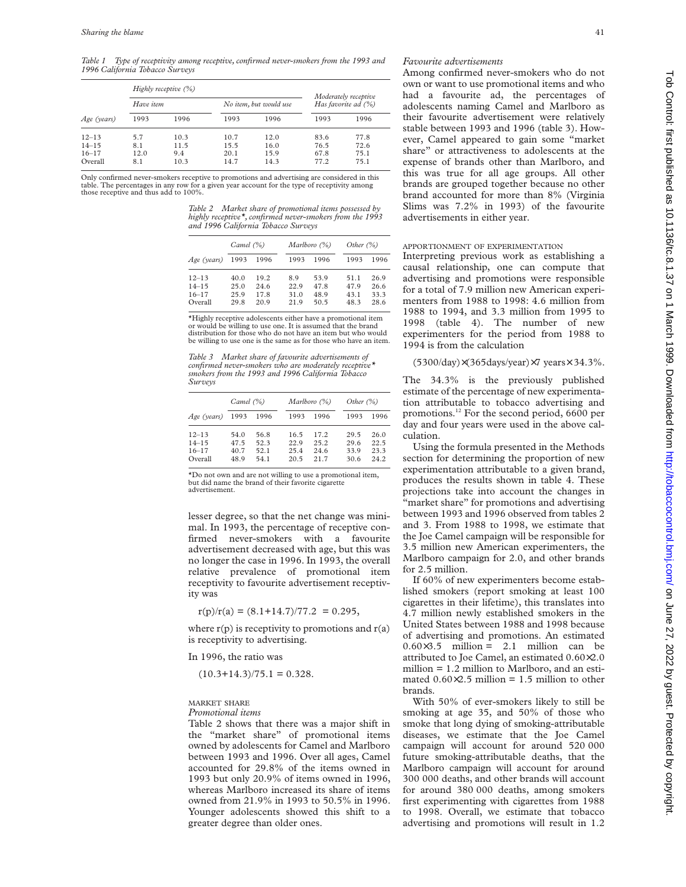*Table 1 Type of receptivity among receptive, confirmed never-smokers from the 1993 and 1996 California Tobacco Surveys*

| | Highly receptive (%) | | | | Moderately receptive Has favorite ad (%) | |
|---|---|---|---|---|---|---|
| | Have item | | No item, but would use | | | |
| Age (years) | 1993 | 1996 | 1993 | 1996 | 1993 | 1996 |
| 12–13 | 5.7 | 10.3 | 10.7 | 12.0 | 83.6 | 77.8 |
| 14–15 | 8.1 | 11.5 | 15.5 | 16.0 | 76.5 | 72.6 |
| 16–17 | 12.0 | 9.4 | 20.1 | 15.9 | 67.8 | 75.1 |
| Overall | 8.1 | 10.3 | 14.7 | 14.3 | 77.2 | 75.1 |

Only confirmed never-smokers receptive to promotions and advertising are considered in this table. The percentages in any row for a given year account for the type of receptivity among those receptive and thus add to 100%.

*Table 2 Market share of promotional items possessed by highly receptive*, confirmed never-smokers from the 1993 and 1996 California Tobacco Surveys*

| | Camel (%) | | Marlboro (%) | | Other (%) | |
|---|---|---|---|---|---|---|
| Age (years) | 1993 | 1996 | 1993 | 1996 | 1993 | 1996 |
| 12–13 | 40.0 | 19.2 | 8.9 | 53.9 | 51.1 | 26.9 |
| 14–15 | 25.0 | 24.6 | 22.9 | 47.8 | 47.9 | 26.6 |
| 16–17 | 25.9 | 17.8 | 31.0 | 48.9 | 43.1 | 33.3 |
| Overall | 29.8 | 20.9 | 21.9 | 50.5 | 48.3 | 28.6 |

*Highly receptive adolescents either have a promotional item or would be willing to use one. It is assumed that the brand distribution for those who do not have an item but who would be willing to use one is the same as for those who have an item.

*Table 3 Market share of favourite advertisements of confirmed never-smokers who are moderately receptive* smokers from the 1993 and 1996 California Tobacco Surveys*

| | Camel (%) | | Marlboro (%) | | Other (%) | |
|---|---|---|---|---|---|---|
| Age (years) | 1993 | 1996 | 1993 | 1996 | 1993 | 1996 |
| 12–13 | 54.0 | 56.8 | 16.5 | 17.2 | 29.5 | 26.0 |
| 14–15 | 47.5 | 52.3 | 22.9 | 25.2 | 29.6 | 22.5 |
| 16–17 | 40.7 | 52.1 | 25.4 | 24.6 | 33.9 | 23.3 |
| Overall | 48.9 | 54.1 | 20.5 | 21.7 | 30.6 | 24.2 |

*Do not own and are not willing to use a promotional item, but did name the brand of their favorite cigarette advertisement.

lesser degree, so that the net change was minimal. In 1993, the percentage of receptive confirmed never-smokers with a favourite advertisement decreased with age, but this was no longer the case in 1996. In 1993, the overall relative prevalence of promotional item receptivity to favourite advertisement receptivity was

$$r(p)/r(a) = (8.1+14.7)/77.2 = 0.295,$$

where $r(p)$ is receptivity to promotions and $r(a)$ is receptivity to advertising.

In 1996, the ratio was

$$(10.3+14.3)/75.1 = 0.328.$$

### MARKET SHARE

*Promotional items*

Table 2 shows that there was a major shift in the "market share" of promotional items owned by adolescents for Camel and Marlboro between 1993 and 1996. Over all ages, Camel accounted for 29.8% of the items owned in 1993 but only 20.9% of items owned in 1996, whereas Marlboro increased its share of items owned from 21.9% in 1993 to 50.5% in 1996. Younger adolescents showed this shift to a greater degree than older ones.

*Favourite advertisements*

Among confirmed never-smokers who do not own or want to use promotional items and who had a favourite ad, the percentages of adolescents naming Camel and Marlboro as their favourite advertisement were relatively stable between 1993 and 1996 (table 3). However, Camel appeared to gain some "market share" or attractiveness to adolescents at the expense of brands other than Marlboro, and this was true for all age groups. All other brands are grouped together because no other brand accounted for more than 8% (Virginia Slims was 7.2% in 1993) of the favourite advertisements in either year.

### APPORTIONMENT OF EXPERIMENTATION

Interpreting previous work as establishing a causal relationship, one can compute that advertising and promotions were responsible for a total of 7.9 million new American experimenters from 1988 to 1998: 4.6 million from 1988 to 1994, and 3.3 million from 1995 to 1998 (table 4). The number of new experimenters for the period from 1988 to 1994 is from the calculation

$$(5300/\text{day})\times(365\text{days/year})\times 7 \text{ years}\times 34.3\%.$$

The 34.3% is the previously published estimate of the percentage of new experimentation attributable to tobacco advertising and promotions.[12] For the second period, 6600 per day and four years were used in the above calculation.

Using the formula presented in the Methods section for determining the proportion of new experimentation attributable to a given brand, produces the results shown in table 4. These projections take into account the changes in "market share" for promotions and advertising between 1993 and 1996 observed from tables 2 and 3. From 1988 to 1998, we estimate that the Joe Camel campaign will be responsible for 3.5 million new American experimenters, the Marlboro campaign for 2.0, and other brands for 2.5 million.

If 60% of new experimenters become established smokers (report smoking at least 100 cigarettes in their lifetime), this translates into 4.7 million newly established smokers in the United States between 1988 and 1998 because of advertising and promotions. An estimated $0.60\times 3.5$ million = 2.1 million can be attributed to Joe Camel, an estimated $0.60\times 2.0$ million = 1.2 million to Marlboro, and an estimated $0.60\times 2.5$ million = 1.5 million to other brands.

With 50% of ever-smokers likely to still be smoking at age 35, and 50% of those who smoke that long dying of smoking-attributable diseases, we estimate that the Joe Camel campaign will account for around 520 000 future smoking-attributable deaths, that the Marlboro campaign will account for around 300 000 deaths, and other brands will account for around 380 000 deaths, among smokers first experimenting with cigarettes from 1988 to 1998. Overall, we estimate that tobacco advertising and promotions will result in 1.2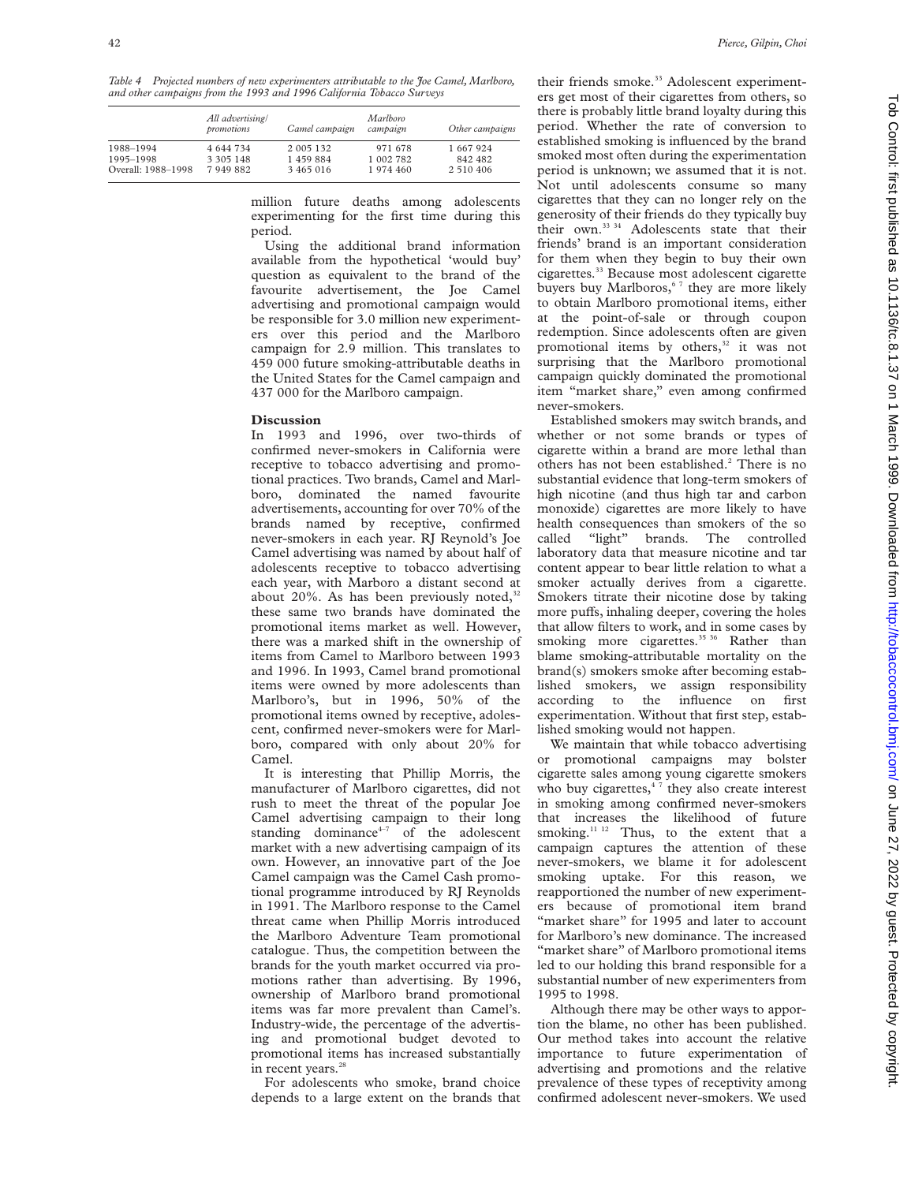*Table 4 Projected numbers of new experimenters attributable to the Joe Camel, Marlboro, and other campaigns from the 1993 and 1996 California Tobacco Surveys*

| | All advertising/ promotions | Camel campaign | Marlboro campaign | Other campaigns |
|---|---|---|---|---|
| 1988–1994 | 4 644 734 | 2 005 132 | 971 678 | 1 667 924 |
| 1995–1998 | 3 305 148 | 1 459 884 | 1 002 782 | 842 482 |
| Overall: 1988–1998 | 7 949 882 | 3 465 016 | 1 974 460 | 2 510 406 |

million future deaths among adolescents experimenting for the first time during this period.

Using the additional brand information available from the hypothetical 'would buy' question as equivalent to the brand of the favourite advertisement, the Joe Camel advertising and promotional campaign would be responsible for 3.0 million new experimenters over this period and the Marlboro campaign for 2.9 million. This translates to 459 000 future smoking-attributable deaths in the United States for the Camel campaign and 437 000 for the Marlboro campaign.

## Discussion

In 1993 and 1996, over two-thirds of confirmed never-smokers in California were receptive to tobacco advertising and promotional practices. Two brands, Camel and Marlboro, dominated the named favourite advertisements, accounting for over 70% of the brands named by receptive, confirmed never-smokers in each year. RJ Reynold's Joe Camel advertising was named by about half of adolescents receptive to tobacco advertising each year, with Marboro a distant second at about 20%. As has been previously noted,[32] these same two brands have dominated the promotional items market as well. However, there was a marked shift in the ownership of items from Camel to Marlboro between 1993 and 1996. In 1993, Camel brand promotional items were owned by more adolescents than Marlboro's, but in 1996, 50% of the promotional items owned by receptive, adolescent, confirmed never-smokers were for Marlboro, compared with only about 20% for Camel.

It is interesting that Phillip Morris, the manufacturer of Marlboro cigarettes, did not rush to meet the threat of the popular Joe Camel advertising campaign to their long standing dominance[4–7] of the adolescent market with a new advertising campaign of its own. However, an innovative part of the Joe Camel campaign was the Camel Cash promotional programme introduced by RJ Reynolds in 1991. The Marlboro response to the Camel threat came when Phillip Morris introduced the Marlboro Adventure Team promotional catalogue. Thus, the competition between the brands for the youth market occurred via promotions rather than advertising. By 1996, ownership of Marlboro brand promotional items was far more prevalent than Camel's. Industry-wide, the percentage of the advertising and promotional budget devoted to promotional items has increased substantially in recent years.[28]

For adolescents who smoke, brand choice depends to a large extent on the brands that their friends smoke.[33] Adolescent experimenters get most of their cigarettes from others, so there is probably little brand loyalty during this period. Whether the rate of conversion to established smoking is influenced by the brand smoked most often during the experimentation period is unknown; we assumed that it is not. Not until adolescents consume so many cigarettes that they can no longer rely on the generosity of their friends do they typically buy their own.[33,34] Adolescents state that their friends' brand is an important consideration for them when they begin to buy their own cigarettes.[33] Because most adolescent cigarette buyers buy Marlboros,[6,7] they are more likely to obtain Marlboro promotional items, either at the point-of-sale or through coupon redemption. Since adolescents often are given promotional items by others,[32] it was not surprising that the Marlboro promotional campaign quickly dominated the promotional item "market share," even among confirmed never-smokers.

Established smokers may switch brands, and whether or not some brands or types of cigarette within a brand are more lethal than others has not been established.[2] There is no substantial evidence that long-term smokers of high nicotine (and thus high tar and carbon monoxide) cigarettes are more likely to have health consequences than smokers of the so called "light" brands. The controlled laboratory data that measure nicotine and tar content appear to bear little relation to what a smoker actually derives from a cigarette. Smokers titrate their nicotine dose by taking more puffs, inhaling deeper, covering the holes that allow filters to work, and in some cases by smoking more cigarettes.[35,36] Rather than blame smoking-attributable mortality on the brand(s) smokers smoke after becoming established smokers, we assign responsibility according to the influence on first experimentation. Without that first step, established smoking would not happen.

We maintain that while tobacco advertising or promotional campaigns may bolster cigarette sales among young cigarette smokers who buy cigarettes,[4,7] they also create interest in smoking among confirmed never-smokers that increases the likelihood of future smoking.[11,12] Thus, to the extent that a campaign captures the attention of these never-smokers, we blame it for adolescent smoking uptake. For this reason, we reapportioned the number of new experimenters because of promotional item brand "market share" for 1995 and later to account for Marlboro's new dominance. The increased "market share" of Marlboro promotional items led to our holding this brand responsible for a substantial number of new experimenters from 1995 to 1998.

Although there may be other ways to apportion the blame, no other has been published. Our method takes into account the relative importance to future experimentation of advertising and promotions and the relative prevalence of these types of receptivity among confirmed adolescent never-smokers. We used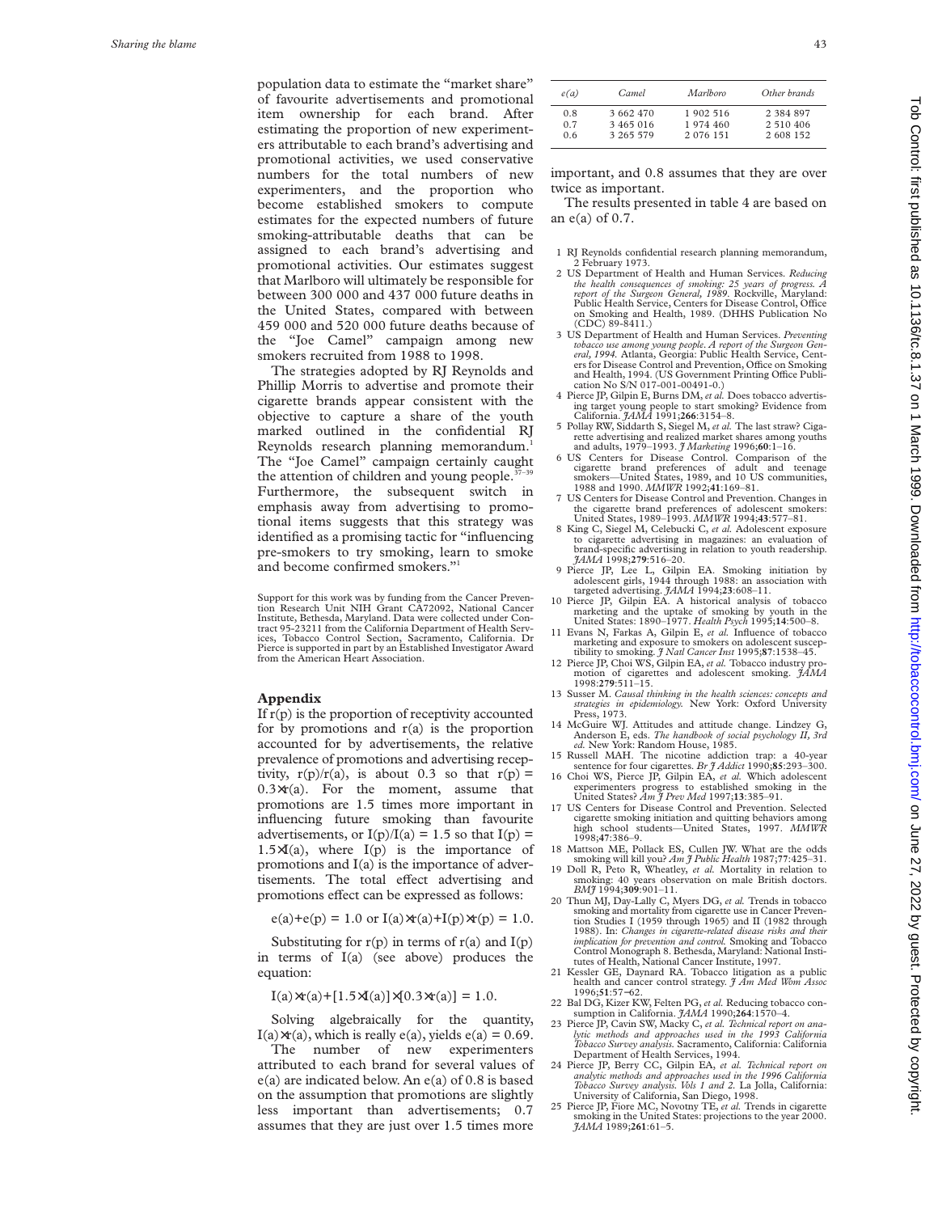population data to estimate the "market share" of favourite advertisements and promotional item ownership for each brand. After estimating the proportion of new experimenters attributable to each brand's advertising and promotional activities, we used conservative numbers for the total numbers of new experimenters, and the proportion who become established smokers to compute estimates for the expected numbers of future smoking-attributable deaths that can be assigned to each brand's advertising and promotional activities. Our estimates suggest that Marlboro will ultimately be responsible for between 300 000 and 437 000 future deaths in the United States, compared with between 459 000 and 520 000 future deaths because of the "Joe Camel" campaign among new smokers recruited from 1988 to 1998.

The strategies adopted by RJ Reynolds and Phillip Morris to advertise and promote their cigarette brands appear consistent with the objective to capture a share of the youth marked outlined in the confidential RJ Reynolds research planning memorandum.[1] The "Joe Camel" campaign certainly caught the attention of children and young people.[37–39] Furthermore, the subsequent switch in emphasis away from advertising to promotional items suggests that this strategy was identified as a promising tactic for "influencing pre-smokers to try smoking, learn to smoke and become confirmed smokers."[1]

Support for this work was by funding from the Cancer Prevention Research Unit NIH Grant CA72092, National Cancer Institute, Bethesda, Maryland. Data were collected under Contract 95-23211 from the California Department of Health Services, Tobacco Control Section, Sacramento, California. Dr Pierce is supported in part by an Established Investigator Award from the American Heart Association.

## Appendix

If $r(p)$ is the proportion of receptivity accounted for by promotions and $r(a)$ is the proportion accounted for by advertisements, the relative prevalence of promotions and advertising receptivity, $r(p)/r(a)$, is about 0.3 so that $r(p) = 0.3 \times r(a)$. For the moment, assume that promotions are 1.5 times more important in influencing future smoking than favourite advertisements, or $I(p)/I(a) = 1.5$ so that $I(p) = 1.5 \times I(a)$, where $I(p)$ is the importance of promotions and $I(a)$ is the importance of advertisements. The total effect advertising and promotions effect can be expressed as follows:

$$e(a)+e(p) = 1.0 \text{ or } I(a) \times r(a)+I(p) \times r(p) = 1.0.$$

Substituting for $r(p)$ in terms of $r(a)$ and $I(p)$ in terms of $I(a)$ (see above) produces the equation:

$$I(a) \times r(a)+[1.5 \times I(a)] \times [0.3 \times r(a)] = 1.0.$$

Solving algebraically for the quantity, $I(a) \times r(a)$, which is really $e(a)$, yields $e(a) = 0.69$.

The number of new experimenters attributed to each brand for several values of $e(a)$ are indicated below. An $e(a)$ of 0.8 is based on the assumption that promotions are slightly less important than advertisements; 0.7 assumes that they are just over 1.5 times more important, and 0.8 assumes that they are over twice as important.

| $e(a)$ | Camel | Marlboro | Other brands |
|---|---|---|---|
| 0.8 | 3 662 470 | 1 902 516 | 2 384 897 |
| 0.7 | 3 465 016 | 1 974 460 | 2 510 406 |
| 0.6 | 3 265 579 | 2 076 151 | 2 608 152 |

The results presented in table 4 are based on an $e(a)$ of 0.7.

1 RJ Reynolds confidential research planning memorandum, 2 February 1973.
2 US Department of Health and Human Services. *Reducing the health consequences of smoking: 25 years of progress. A report of the Surgeon General, 1989*. Rockville, Maryland: Public Health Service, Centers for Disease Control, Office on Smoking and Health, 1989. (DHHS Publication No (CDC) 89-8411.)
3 US Department of Health and Human Services. *Preventing tobacco use among young people. A report of the Surgeon General, 1994*. Atlanta, Georgia: Public Health Service, Centers for Disease Control and Prevention, Office on Smoking and Health, 1994. (US Government Printing Office Publication No S/N 017-001-00491-0.)
4 Pierce JP, Gilpin E, Burns DM, *et al.* Does tobacco advertising target young people to start smoking? Evidence from California. *JAMA* 1991;**266**:3154–8.
5 Pollay RW, Siddarth S, Siegel M, *et al.* The last straw? Cigarette advertising and realized market shares among youths and adults, 1979–1993. *J Marketing* 1996;**60**:1–16.
6 US Centers for Disease Control. Comparison of the cigarette brand preferences of adult and teenage smokers—United States, 1989, and 10 US communities, 1988 and 1990. *MMWR* 1992;**41**:169–81.
7 US Centers for Disease Control and Prevention. Changes in the cigarette brand preferences of adolescent smokers: United States, 1989–1993. *MMWR* 1994;**43**:577–81.
8 King C, Siegel M, Celebucki C, *et al.* Adolescent exposure to cigarette advertising in magazines: an evaluation of brand-specific advertising in relation to youth readership. *JAMA* 1998;**279**:516–20.
9 Pierce JP, Lee L, Gilpin EA. Smoking initiation by adolescent girls, 1944 through 1988: an association with targeted advertising. *JAMA* 1994;**23**:608–11.
10 Pierce JP, Gilpin EA. A historical analysis of tobacco marketing and the uptake of smoking by youth in the United States: 1890–1977. *Health Psych* 1995;**14**:500–8.
11 Evans N, Farkas A, Gilpin E, *et al.* Influence of tobacco marketing and exposure to smokers on adolescent susceptibility to smoking. *J Natl Cancer Inst* 1995;**87**:1538–45.
12 Pierce JP, Choi WS, Gilpin EA, *et al.* Tobacco industry promotion of cigarettes and adolescent smoking. *JAMA* 1998:**279**:511–15.
13 Susser M. *Causal thinking in the health sciences: concepts and strategies in epidemiology.* New York: Oxford University Press, 1973.
14 McGuire WJ. Attitudes and attitude change. Lindzey G, Anderson E, eds. *The handbook of social psychology II, 3rd ed.* New York: Random House, 1985.
15 Russell MAH. The nicotine addiction trap: a 40-year sentence for four cigarettes. *Br J Addict* 1990;**85**:293–300.
16 Choi WS, Pierce JP, Gilpin EA, *et al.* Which adolescent experimenters progress to established smoking in the United States? *Am J Prev Med* 1997;**13**:385–91.
17 US Centers for Disease Control and Prevention. Selected cigarette smoking initiation and quitting behaviors among high school students—United States, 1997. *MMWR* 1998;**47**:386–9.
18 Mattson ME, Pollack ES, Cullen JW. What are the odds smoking will kill you? *Am J Public Health* 1987;**77**:425–31.
19 Doll R, Peto R, Wheatley, *et al.* Mortality in relation to smoking: 40 years observation on male British doctors. *BMJ* 1994;**309**:901–11.
20 Thun MJ, Day-Lally C, Myers DG, *et al.* Trends in tobacco smoking and mortality from cigarette use in Cancer Prevention Studies I (1959 through 1965) and II (1982 through 1988). In: *Changes in cigarette-related disease risks and their implication for prevention and control.* Smoking and Tobacco Control Monograph 8. Bethesda, Maryland: National Institutes of Health, National Cancer Institute, 1997.
21 Kessler GE, Daynard RA. Tobacco litigation as a public health and cancer control strategy. *J Am Med Wom Assoc* 1996;**51**:57–62.
22 Bal DG, Kizer KW, Felten PG, *et al.* Reducing tobacco consumption in California. *JAMA* 1990;**264**:1570–4.
23 Pierce JP, Cavin SW, Macky C, *et al.* *Technical report on analytic methods and approaches used in the 1993 California Tobacco Survey analysis.* Sacramento, California: California Department of Health Services, 1994.
24 Pierce JP, Berry CC, Gilpin EA, *et al.* *Technical report on analytic methods and approaches used in the 1996 California Tobacco Survey analysis. Vols 1 and 2.* La Jolla, California: University of California, San Diego, 1998.
25 Pierce JP, Fiore MC, Novotny TE, *et al.* Trends in cigarette smoking in the United States: projections to the year 2000. *JAMA* 1989;**261**:61–5.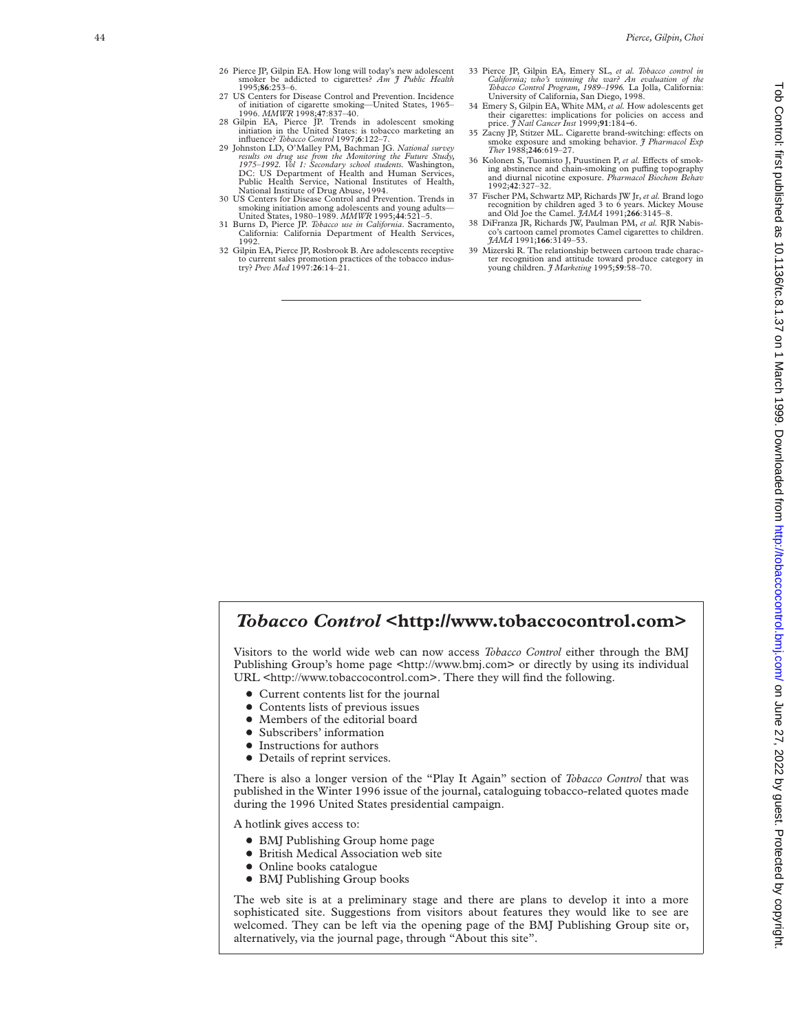26 Pierce JP, Gilpin EA. How long will today's new adolescent smoker be addicted to cigarettes? *Am J Public Health* 1995;**86**:253–6.

27 US Centers for Disease Control and Prevention. Incidence of initiation of cigarette smoking—United States, 1965–1996. *MMWR* 1998;**47**:837–40.

28 Gilpin EA, Pierce JP. Trends in adolescent smoking initiation in the United States: is tobacco marketing an influence? *Tobacco Control* 1997;**6**:122–7.

29 Johnston LD, O'Malley PM, Bachman JG. *National survey results on drug use from the Monitoring the Future Study, 1975–1992. Vol 1: Secondary school students.* Washington, DC: US Department of Health and Human Services, Public Health Service, National Institutes of Health, National Institute of Drug Abuse, 1994.

30 US Centers for Disease Control and Prevention. Trends in smoking initiation among adolescents and young adults—United States, 1980–1989. *MMWR* 1995;**44**:521–5.

31 Burns D, Pierce JP. *Tobacco use in California*. Sacramento, California: California Department of Health Services, 1992.

32 Gilpin EA, Pierce JP, Rosbrook B. Are adolescents receptive to current sales promotion practices of the tobacco industry? *Prev Med* 1997:**26**:14–21.

33 Pierce JP, Gilpin EA, Emery SL, *et al. Tobacco control in California; who's winning the war? An evaluation of the Tobacco Control Program, 1989–1996.* La Jolla, California: University of California, San Diego, 1998.

34 Emery S, Gilpin EA, White MM, *et al.* How adolescents get their cigarettes: implications for policies on access and price. *J Natl Cancer Inst* 1999;**91**:184–6.

35 Zacny JP, Stitzer ML. Cigarette brand-switching: effects on smoke exposure and smoking behavior. *J Pharmacol Exp Ther* 1988;**246**:619–27.

36 Kolonen S, Tuomisto J, Puustinen P, *et al.* Effects of smoking abstinence and chain-smoking on puffing topography and diurnal nicotine exposure. *Pharmacol Biochem Behav* 1992;**42**:327–32.

37 Fischer PM, Schwartz MP, Richards JW Jr, *et al.* Brand logo recognition by children aged 3 to 6 years. Mickey Mouse and Old Joe the Camel. *JAMA* 1991;**266**:3145–8.

38 DiFranza JR, Richards JW, Paulman PM, *et al.* RJR Nabisco's cartoon camel promotes Camel cigarettes to children. *JAMA* 1991;**166**:3149–53.

39 Mizerski R. The relationship between cartoon trade character recognition and attitude toward produce category in young children. *J Marketing* 1995;**59**:58–70.

## *Tobacco Control* <http://www.tobaccocontrol.com>

Visitors to the world wide web can now access *Tobacco Control* either through the BMJ Publishing Group's home page <http://www.bmj.com> or directly by using its individual URL <http://www.tobaccocontrol.com>. There they will find the following.

- Current contents list for the journal
- Contents lists of previous issues
- Members of the editorial board
- Subscribers' information
- Instructions for authors
- Details of reprint services.

There is also a longer version of the "Play It Again" section of *Tobacco Control* that was published in the Winter 1996 issue of the journal, cataloguing tobacco-related quotes made during the 1996 United States presidential campaign.

A hotlink gives access to:

- BMJ Publishing Group home page
- British Medical Association web site
- Online books catalogue
- BMJ Publishing Group books

The web site is at a preliminary stage and there are plans to develop it into a more sophisticated site. Suggestions from visitors about features they would like to see are welcomed. They can be left via the opening page of the BMJ Publishing Group site or, alternatively, via the journal page, through "About this site".